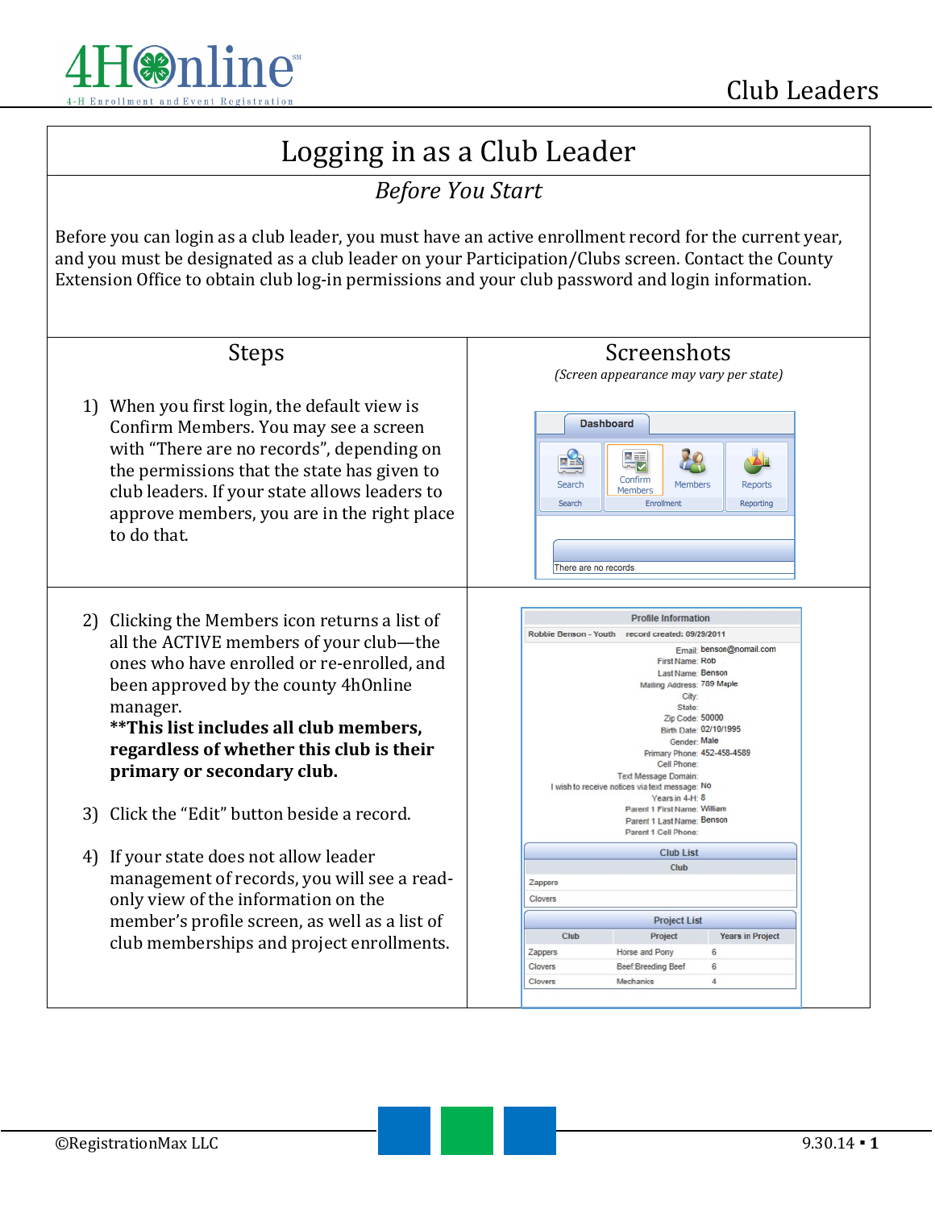# Logging in as a Club Leader

## *Before You Start*

Before you can login as a club leader, you must have an active enrollment record for the current year, and you must be designated as a club leader on your Participation/Clubs screen. Contact the County Extension Office to obtain club log-in permissions and your club password and login information.

## Steps

*(Screen appearance may vary per state)*

1) When you first login, the default view is Confirm Members. You may see a screen with "There are no records", depending on the permissions that the state has given to club leaders. If your state allows leaders to approve members, you are in the right place to do that.

2) Clicking the Members icon returns a list of all the ACTIVE members of your club—the ones who have enrolled or re-enrolled, and been approved by the county 4hOnline manager.
**\*\*This list includes all club members, regardless of whether this club is their primary or secondary club.**

3) Click the "Edit" button beside a record.

4) If your state does not allow leader management of records, you will see a read-only view of the information on the member's profile screen, as well as a list of club memberships and project enrollments.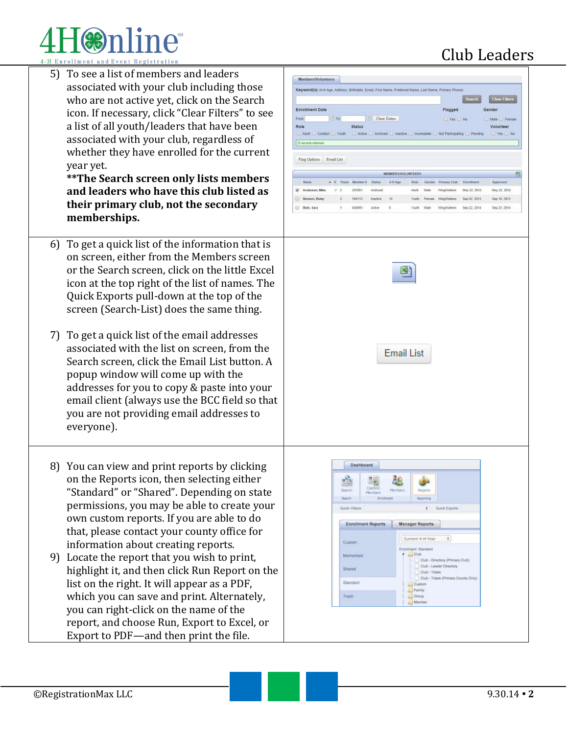5) To see a list of members and leaders associated with your club including those who are not active yet, click on the Search icon. If necessary, click "Clear Filters" to see a list of all youth/leaders that have been associated with your club, regardless of whether they have enrolled for the current year yet.
**\*\*The Search screen only lists members and leaders who have this club listed as their primary club, not the secondary memberships.**

6) To get a quick list of the information that is on screen, either from the Members screen or the Search screen, click on the little Excel icon at the top right of the list of names. The Quick Exports pull-down at the top of the screen (Search-List) does the same thing.

7) To get a quick list of the email addresses associated with the list on screen, from the Search screen, click the Email List button. A popup window will come up with the addresses for you to copy & paste into your email client (always use the BCC field so that you are not providing email addresses to everyone).

8) You can view and print reports by clicking on the Reports icon, then selecting either "Standard" or "Shared". Depending on state permissions, you may be able to create your own custom reports. If you are able to do that, please contact your county office for information about creating reports.

9) Locate the report that you wish to print, highlight it, and then click Run Report on the list on the right. It will appear as a PDF, which you can save and print. Alternately, you can right-click on the name of the report, and choose Run, Export to Excel, or Export to PDF—and then print the file.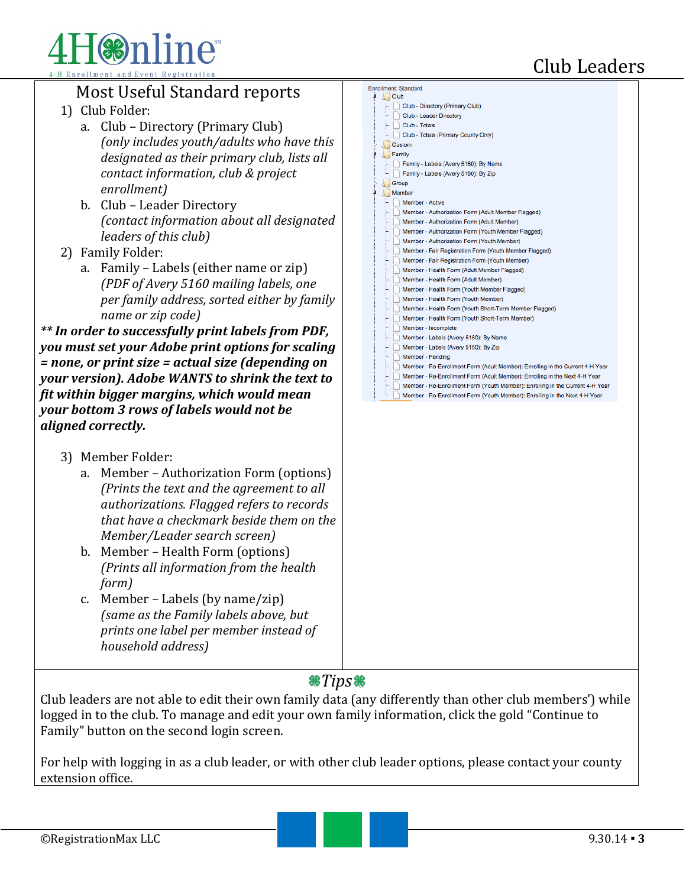## Most Useful Standard reports

1) Club Folder:
   a. Club – Directory (Primary Club) *(only includes youth/adults who have this designated as their primary club, lists all contact information, club & project enrollment)*
   b. Club – Leader Directory *(contact information about all designated leaders of this club)*
2) Family Folder:
   a. Family – Labels (either name or zip) *(PDF of Avery 5160 mailing labels, one per family address, sorted either by family name or zip code)*

***\*\* In order to successfully print labels from PDF, you must set your Adobe print options for scaling = none, or print size = actual size (depending on your version). Adobe WANTS to shrink the text to fit within bigger margins, which would mean your bottom 3 rows of labels would not be aligned correctly.***

3) Member Folder:
   a. Member – Authorization Form (options) *(Prints the text and the agreement to all authorizations. Flagged refers to records that have a checkmark beside them on the Member/Leader search screen)*
   b. Member – Health Form (options) *(Prints all information from the health form)*
   c. Member – Labels (by name/zip) *(same as the Family labels above, but prints one label per member instead of household address)*

Enrollment: Standard
- Club
  - Club - Directory (Primary Club)
  - Club - Leader Directory
  - Club - Totals
  - Club - Totals (Primary County Only)
- Custom
- Family
  - Family - Labels (Avery 5160): By Name
  - Family - Labels (Avery 5160): By Zip
- Group
- Member
  - Member - Active
  - Member - Authorization Form (Adult Member Flagged)
  - Member - Authorization Form (Adult Member)
  - Member - Authorization Form (Youth Member Flagged)
  - Member - Authorization Form (Youth Member)
  - Member - Fair Registration Form (Youth Member Flagged)
  - Member - Fair Registration Form (Youth Member)
  - Member - Health Form (Adult Member Flagged)
  - Member - Health Form (Adult Member)
  - Member - Health Form (Youth Member Flagged)
  - Member - Health Form (Youth Member)
  - Member - Health Form (Youth Short-Term Member Flagged)
  - Member - Health Form (Youth Short-Term Member)
  - Member - Incomplete
  - Member - Labels (Avery 5160): By Name
  - Member - Labels (Avery 5160): By Zip
  - Member - Pending
  - Member - Re-Enrollment Form (Adult Member): Enrolling in the Current 4-H Year
  - Member - Re-Enrollment Form (Adult Member): Enrolling in the Next 4-H Year
  - Member - Re-Enrollment Form (Youth Member): Enrolling in the Current 4-H Year
  - Member - Re-Enrollment Form (Youth Member): Enrolling in the Next 4-H Year

## *Tips*

Club leaders are not able to edit their own family data (any differently than other club members') while logged in to the club. To manage and edit your own family information, click the gold "Continue to Family" button on the second login screen.

For help with logging in as a club leader, or with other club leader options, please contact your county extension office.